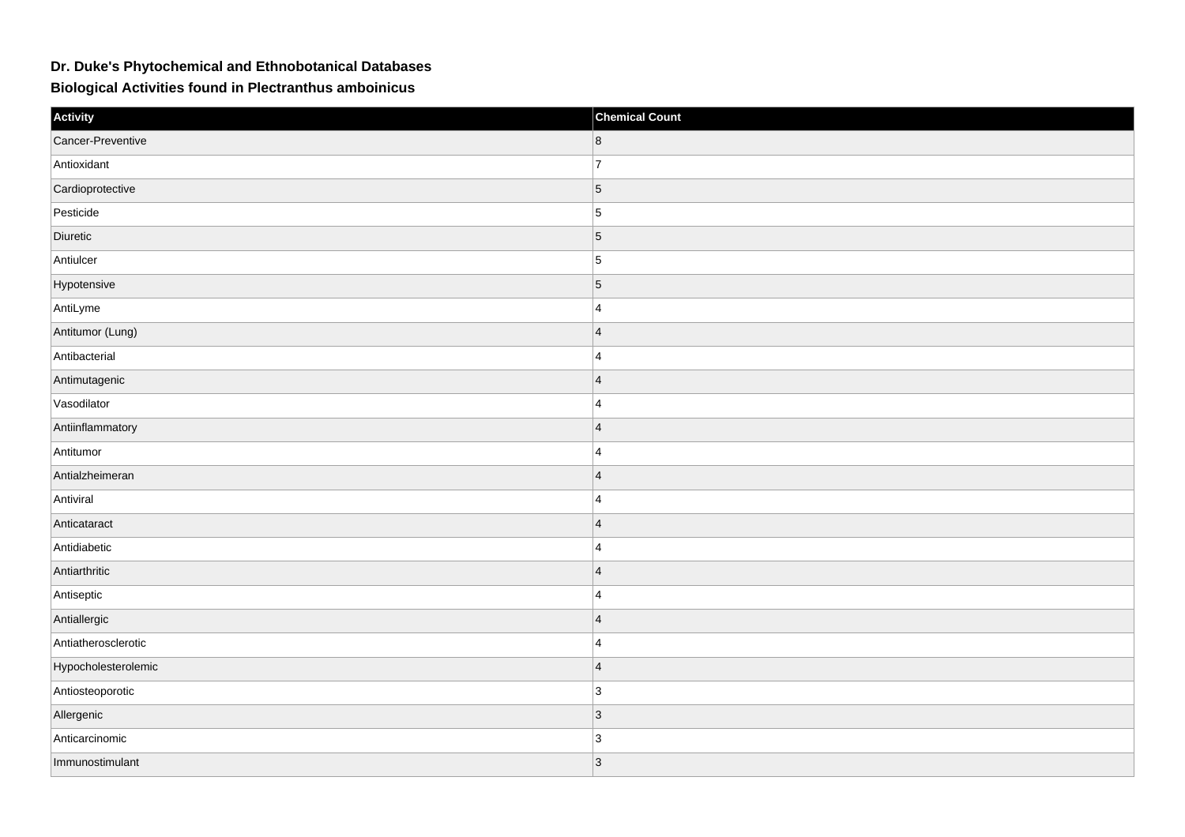# Dr. Duke's Phytochemical and Ethnobotanical Databases

## Biological Activities found in Plectranthus amboinicus

| Activity | Chemical Count |
| --- | --- |
| Cancer-Preventive | 8 |
| Antioxidant | 7 |
| Cardioprotective | 5 |
| Pesticide | 5 |
| Diuretic | 5 |
| Antiulcer | 5 |
| Hypotensive | 5 |
| AntiLyme | 4 |
| Antitumor (Lung) | 4 |
| Antibacterial | 4 |
| Antimutagenic | 4 |
| Vasodilator | 4 |
| Antiinflammatory | 4 |
| Antitumor | 4 |
| Antialzheimeran | 4 |
| Antiviral | 4 |
| Anticataract | 4 |
| Antidiabetic | 4 |
| Antiarthritic | 4 |
| Antiseptic | 4 |
| Antiallergic | 4 |
| Antiatherosclerotic | 4 |
| Hypocholesterolemic | 4 |
| Antiosteoporotic | 3 |
| Allergenic | 3 |
| Anticarcinomic | 3 |
| Immunostimulant | 3 |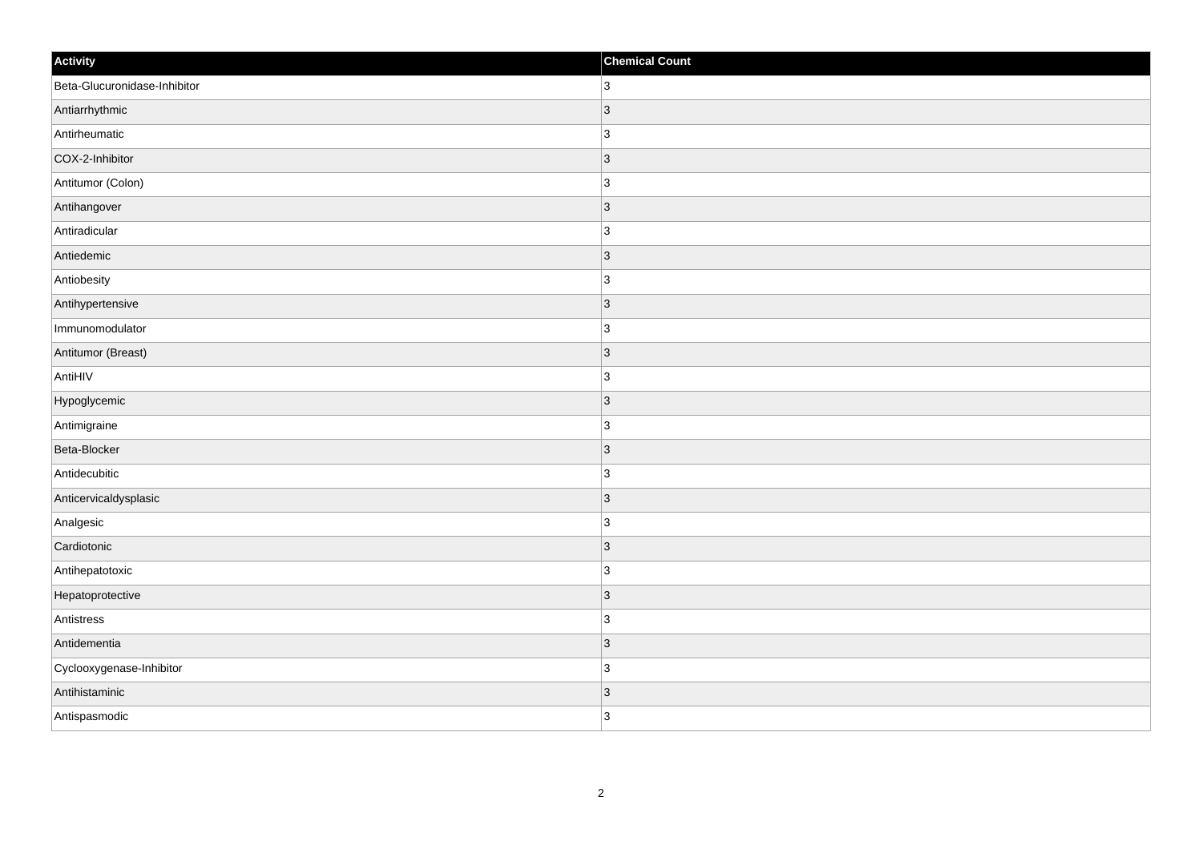| Activity | Chemical Count |
| --- | --- |
| Beta-Glucuronidase-Inhibitor | 3 |
| Antiarrhythmic | 3 |
| Antirheumatic | 3 |
| COX-2-Inhibitor | 3 |
| Antitumor (Colon) | 3 |
| Antihangover | 3 |
| Antiradicular | 3 |
| Antiedemic | 3 |
| Antiobesity | 3 |
| Antihypertensive | 3 |
| Immunomodulator | 3 |
| Antitumor (Breast) | 3 |
| AntiHIV | 3 |
| Hypoglycemic | 3 |
| Antimigraine | 3 |
| Beta-Blocker | 3 |
| Antidecubitic | 3 |
| Anticervicaldysplasic | 3 |
| Analgesic | 3 |
| Cardiotonic | 3 |
| Antihepatotoxic | 3 |
| Hepatoprotective | 3 |
| Antistress | 3 |
| Antidementia | 3 |
| Cyclooxygenase-Inhibitor | 3 |
| Antihistaminic | 3 |
| Antispasmodic | 3 |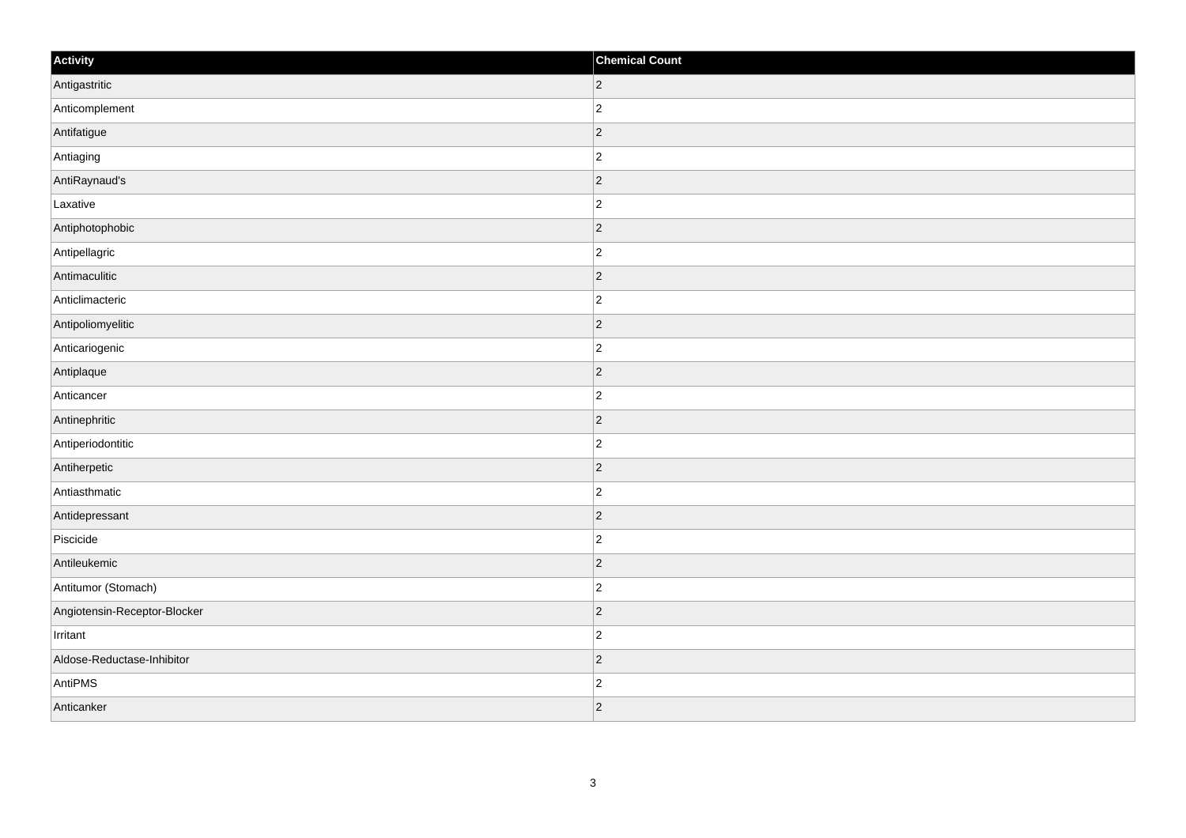| Activity | Chemical Count |
| --- | --- |
| Antigastritic | 2 |
| Anticomplement | 2 |
| Antifatigue | 2 |
| Antiaging | 2 |
| AntiRaynaud's | 2 |
| Laxative | 2 |
| Antiphotophobic | 2 |
| Antipellagric | 2 |
| Antimaculitic | 2 |
| Anticlimacteric | 2 |
| Antipoliomyelitic | 2 |
| Anticariogenic | 2 |
| Antiplaque | 2 |
| Anticancer | 2 |
| Antinephritic | 2 |
| Antiperiodontitic | 2 |
| Antiherpetic | 2 |
| Antiasthmatic | 2 |
| Antidepressant | 2 |
| Piscicide | 2 |
| Antileukemic | 2 |
| Antitumor (Stomach) | 2 |
| Angiotensin-Receptor-Blocker | 2 |
| Irritant | 2 |
| Aldose-Reductase-Inhibitor | 2 |
| AntiPMS | 2 |
| Anticanker | 2 |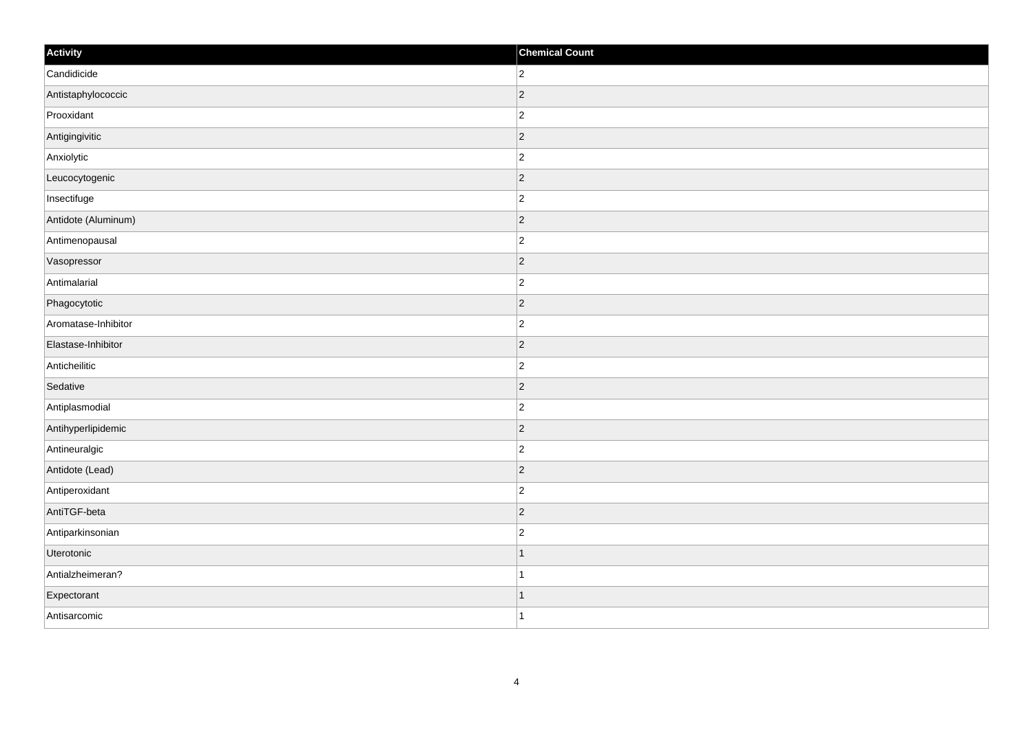| Activity | Chemical Count |
| --- | --- |
| Candidicide | 2 |
| Antistaphylococcic | 2 |
| Prooxidant | 2 |
| Antigingivitic | 2 |
| Anxiolytic | 2 |
| Leucocytogenic | 2 |
| Insectifuge | 2 |
| Antidote (Aluminum) | 2 |
| Antimenopausal | 2 |
| Vasopressor | 2 |
| Antimalarial | 2 |
| Phagocytotic | 2 |
| Aromatase-Inhibitor | 2 |
| Elastase-Inhibitor | 2 |
| Anticheilitic | 2 |
| Sedative | 2 |
| Antiplasmodial | 2 |
| Antihyperlipidemic | 2 |
| Antineuralgic | 2 |
| Antidote (Lead) | 2 |
| Antiperoxidant | 2 |
| AntiTGF-beta | 2 |
| Antiparkinsonian | 2 |
| Uterotonic | 1 |
| Antialzheimeran? | 1 |
| Expectorant | 1 |
| Antisarcomic | 1 |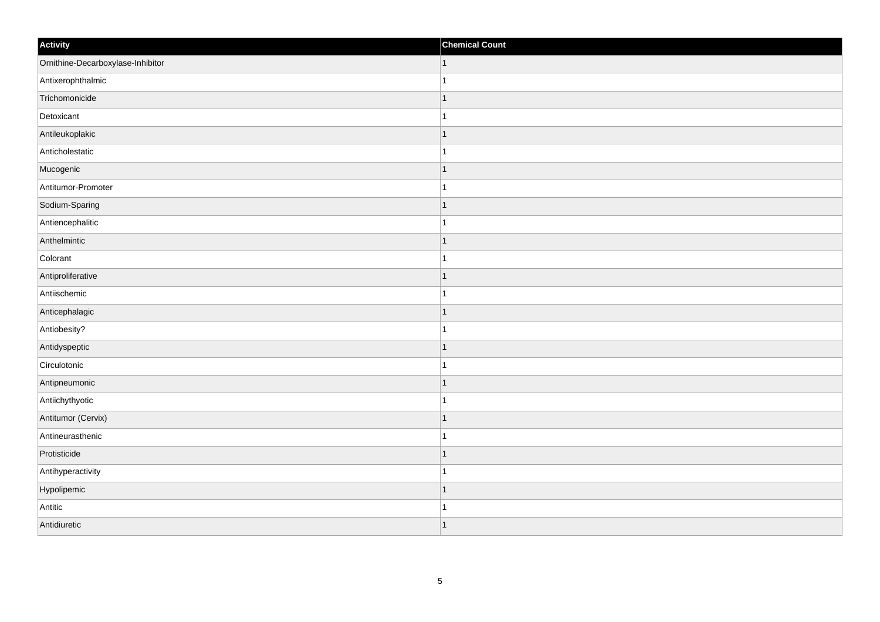| Activity | Chemical Count |
| --- | --- |
| Ornithine-Decarboxylase-Inhibitor | 1 |
| Antixerophthalmic | 1 |
| Trichomonicide | 1 |
| Detoxicant | 1 |
| Antileukoplakic | 1 |
| Anticholestatic | 1 |
| Mucogenic | 1 |
| Antitumor-Promoter | 1 |
| Sodium-Sparing | 1 |
| Antiencephalitic | 1 |
| Anthelmintic | 1 |
| Colorant | 1 |
| Antiproliferative | 1 |
| Antiischemic | 1 |
| Anticephalagic | 1 |
| Antiobesity? | 1 |
| Antidyspeptic | 1 |
| Circulotonic | 1 |
| Antipneumonic | 1 |
| Antiichythyotic | 1 |
| Antitumor (Cervix) | 1 |
| Antineurasthenic | 1 |
| Protisticide | 1 |
| Antihyperactivity | 1 |
| Hypolipemic | 1 |
| Antitic | 1 |
| Antidiuretic | 1 |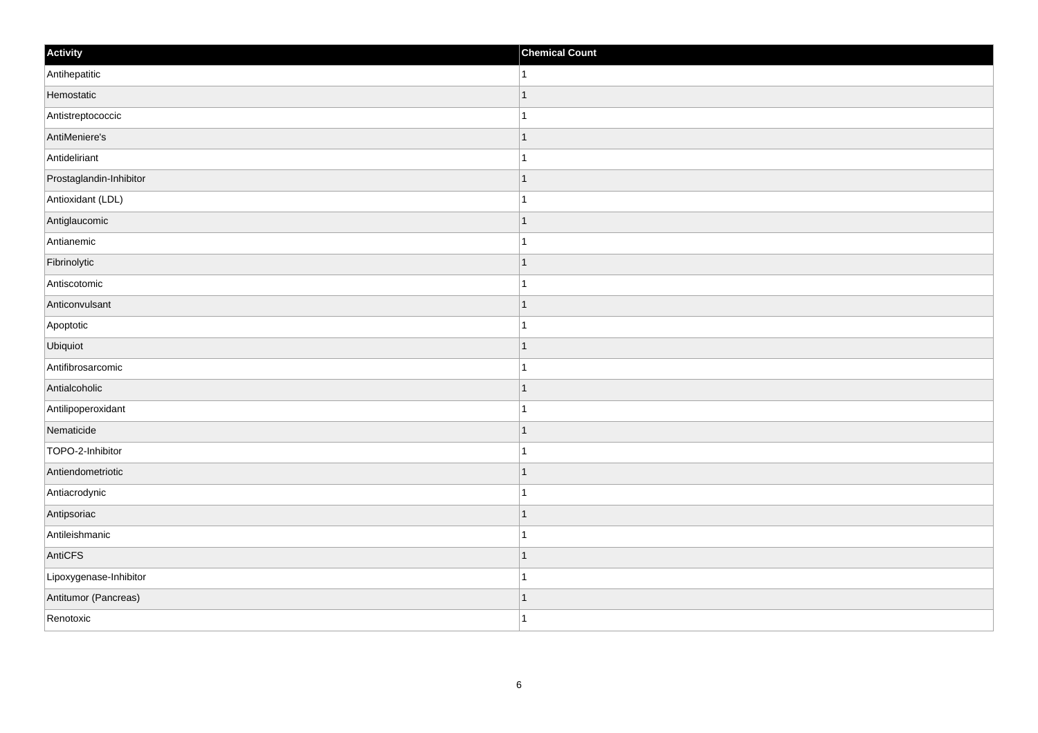| Activity | Chemical Count |
| --- | --- |
| Antihepatitic | 1 |
| Hemostatic | 1 |
| Antistreptococcic | 1 |
| AntiMeniere's | 1 |
| Antideliriant | 1 |
| Prostaglandin-Inhibitor | 1 |
| Antioxidant (LDL) | 1 |
| Antiglaucomic | 1 |
| Antianemic | 1 |
| Fibrinolytic | 1 |
| Antiscotomic | 1 |
| Anticonvulsant | 1 |
| Apoptotic | 1 |
| Ubiquiot | 1 |
| Antifibrosarcomic | 1 |
| Antialcoholic | 1 |
| Antilipoperoxidant | 1 |
| Nematicide | 1 |
| TOPO-2-Inhibitor | 1 |
| Antiendometriotic | 1 |
| Antiacrodynic | 1 |
| Antipsoriac | 1 |
| Antileishmanic | 1 |
| AntiCFS | 1 |
| Lipoxygenase-Inhibitor | 1 |
| Antitumor (Pancreas) | 1 |
| Renotoxic | 1 |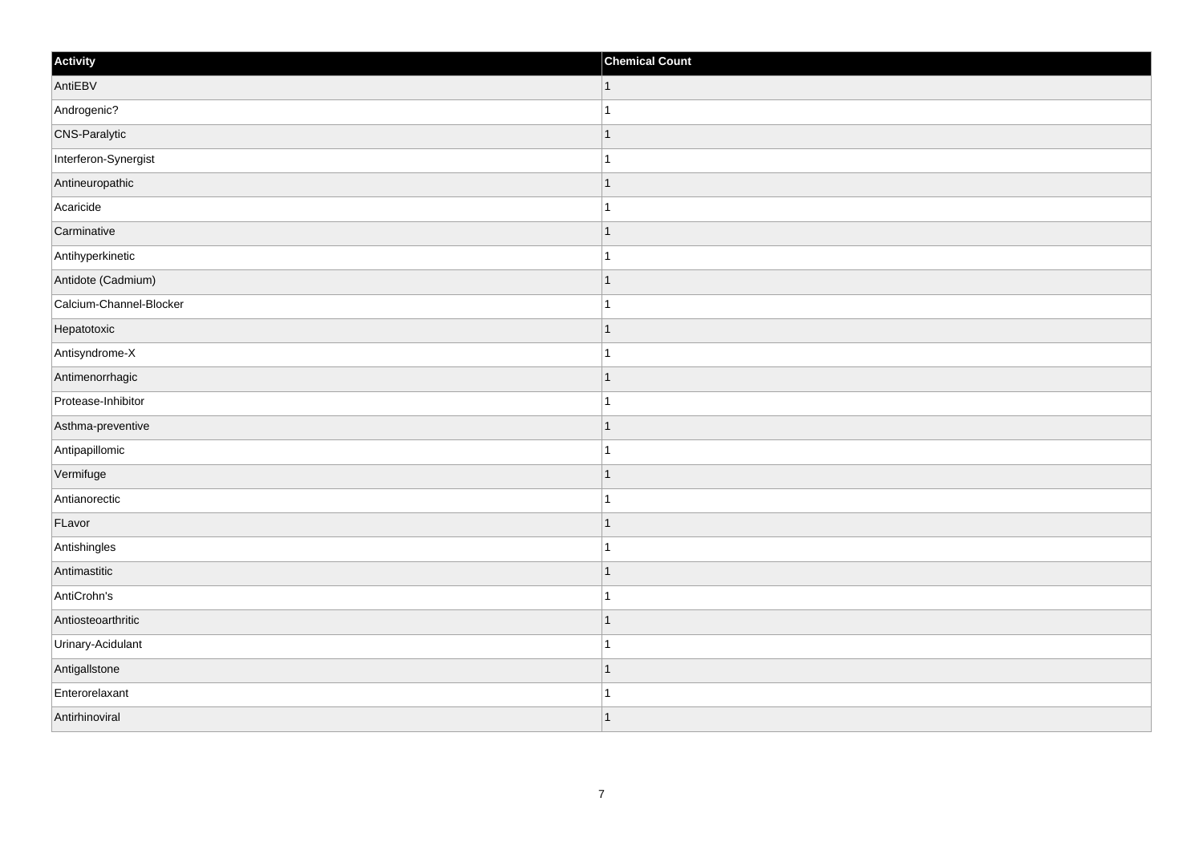| Activity | Chemical Count |
| --- | --- |
| AntiEBV | 1 |
| Androgenic? | 1 |
| CNS-Paralytic | 1 |
| Interferon-Synergist | 1 |
| Antineuropathic | 1 |
| Acaricide | 1 |
| Carminative | 1 |
| Antihyperkinetic | 1 |
| Antidote (Cadmium) | 1 |
| Calcium-Channel-Blocker | 1 |
| Hepatotoxic | 1 |
| Antisyndrome-X | 1 |
| Antimenorrhagic | 1 |
| Protease-Inhibitor | 1 |
| Asthma-preventive | 1 |
| Antipapillomic | 1 |
| Vermifuge | 1 |
| Antianorectic | 1 |
| FLavor | 1 |
| Antishingles | 1 |
| Antimastitic | 1 |
| AntiCrohn's | 1 |
| Antiosteoarthritic | 1 |
| Urinary-Acidulant | 1 |
| Antigallstone | 1 |
| Enterorelaxant | 1 |
| Antirhinoviral | 1 |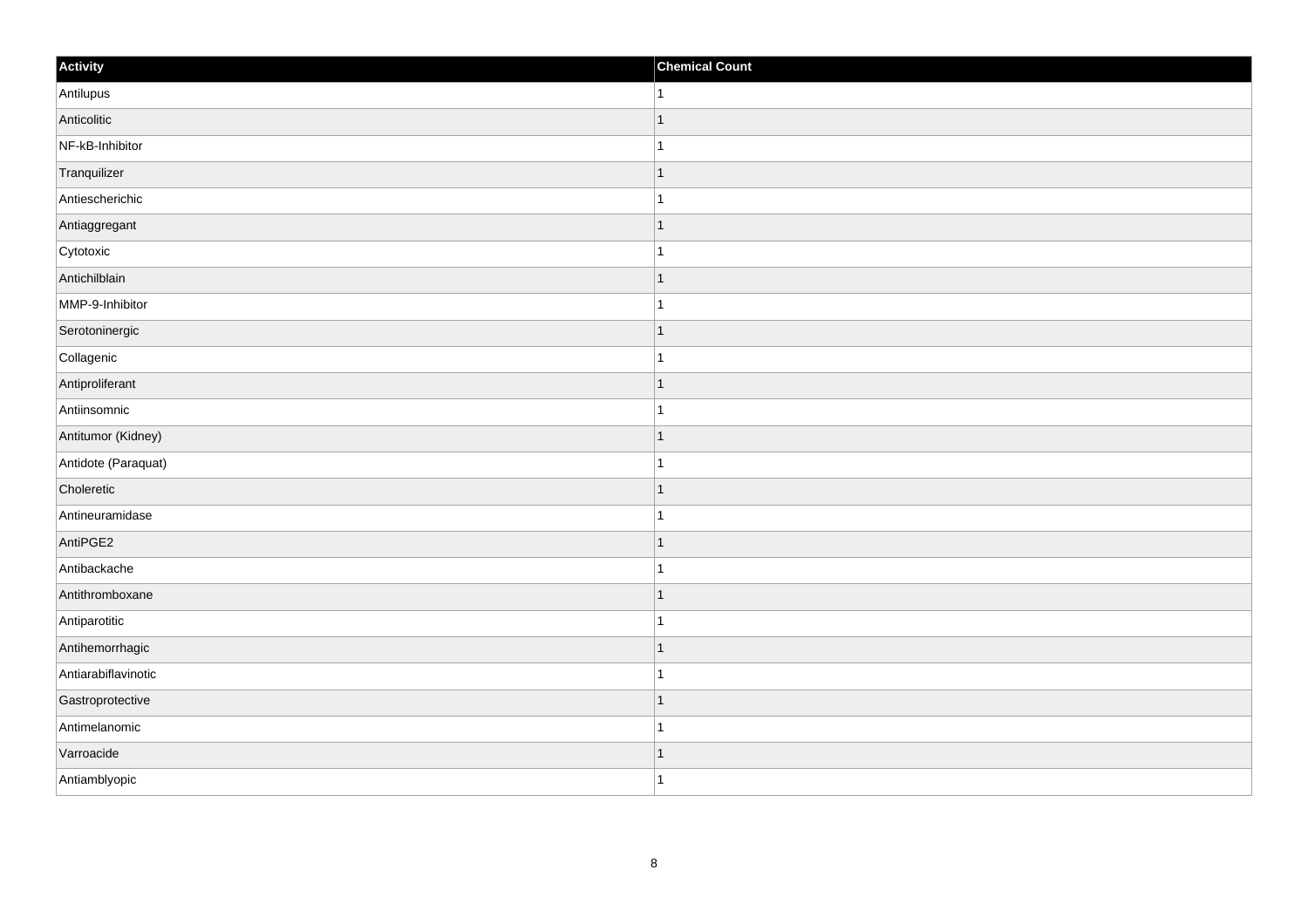| Activity | Chemical Count |
| --- | --- |
| Antilupus | 1 |
| Anticolitic | 1 |
| NF-kB-Inhibitor | 1 |
| Tranquilizer | 1 |
| Antiescherichic | 1 |
| Antiaggregant | 1 |
| Cytotoxic | 1 |
| Antichilblain | 1 |
| MMP-9-Inhibitor | 1 |
| Serotoninergic | 1 |
| Collagenic | 1 |
| Antiproliferant | 1 |
| Antiinsomnic | 1 |
| Antitumor (Kidney) | 1 |
| Antidote (Paraquat) | 1 |
| Choleretic | 1 |
| Antineuramidase | 1 |
| AntiPGE2 | 1 |
| Antibackache | 1 |
| Antithromboxane | 1 |
| Antiparotitic | 1 |
| Antihemorrhagic | 1 |
| Antiarabiflavinotic | 1 |
| Gastroprotective | 1 |
| Antimelanomic | 1 |
| Varroacide | 1 |
| Antiamblyopic | 1 |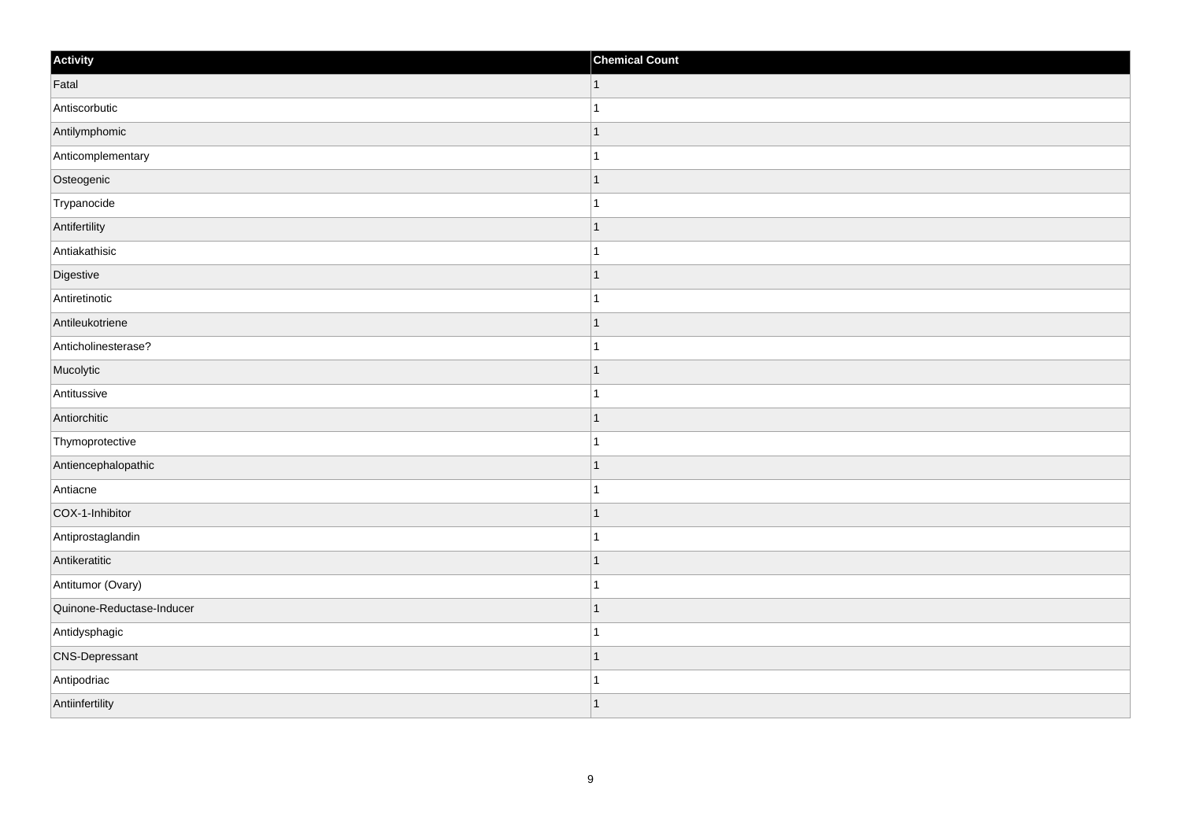| Activity | Chemical Count |
| --- | --- |
| Fatal | 1 |
| Antiscorbutic | 1 |
| Antilymphomic | 1 |
| Anticomplementary | 1 |
| Osteogenic | 1 |
| Trypanocide | 1 |
| Antifertility | 1 |
| Antiakathisic | 1 |
| Digestive | 1 |
| Antiretinotic | 1 |
| Antileukotriene | 1 |
| Anticholinesterase? | 1 |
| Mucolytic | 1 |
| Antitussive | 1 |
| Antiorchitic | 1 |
| Thymoprotective | 1 |
| Antiencephalopathic | 1 |
| Antiacne | 1 |
| COX-1-Inhibitor | 1 |
| Antiprostaglandin | 1 |
| Antikeratitic | 1 |
| Antitumor (Ovary) | 1 |
| Quinone-Reductase-Inducer | 1 |
| Antidysphagic | 1 |
| CNS-Depressant | 1 |
| Antipodriac | 1 |
| Antiinfertility | 1 |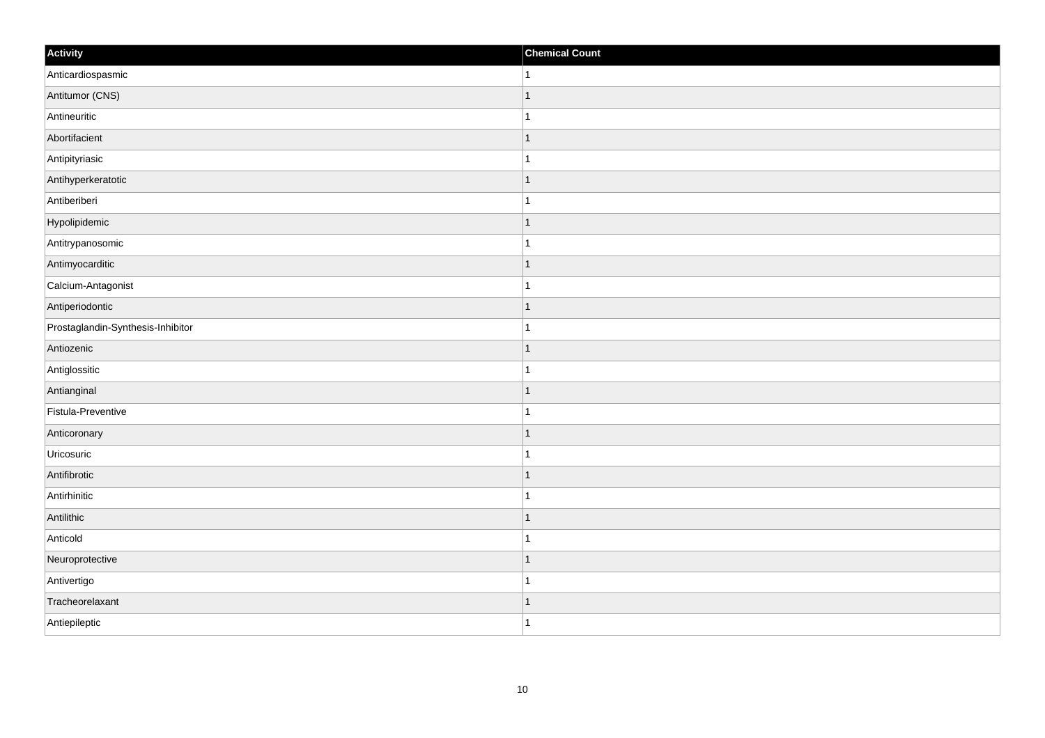| Activity | Chemical Count |
| --- | --- |
| Anticardiospasmic | 1 |
| Antitumor (CNS) | 1 |
| Antineuritic | 1 |
| Abortifacient | 1 |
| Antipityriasic | 1 |
| Antihyperkeratotic | 1 |
| Antiberiberi | 1 |
| Hypolipidemic | 1 |
| Antitrypanosomic | 1 |
| Antimyocarditic | 1 |
| Calcium-Antagonist | 1 |
| Antiperiodontic | 1 |
| Prostaglandin-Synthesis-Inhibitor | 1 |
| Antiozenic | 1 |
| Antiglossitic | 1 |
| Antianginal | 1 |
| Fistula-Preventive | 1 |
| Anticoronary | 1 |
| Uricosuric | 1 |
| Antifibrotic | 1 |
| Antirhinitic | 1 |
| Antilithic | 1 |
| Anticold | 1 |
| Neuroprotective | 1 |
| Antivertigo | 1 |
| Tracheorelaxant | 1 |
| Antiepileptic | 1 |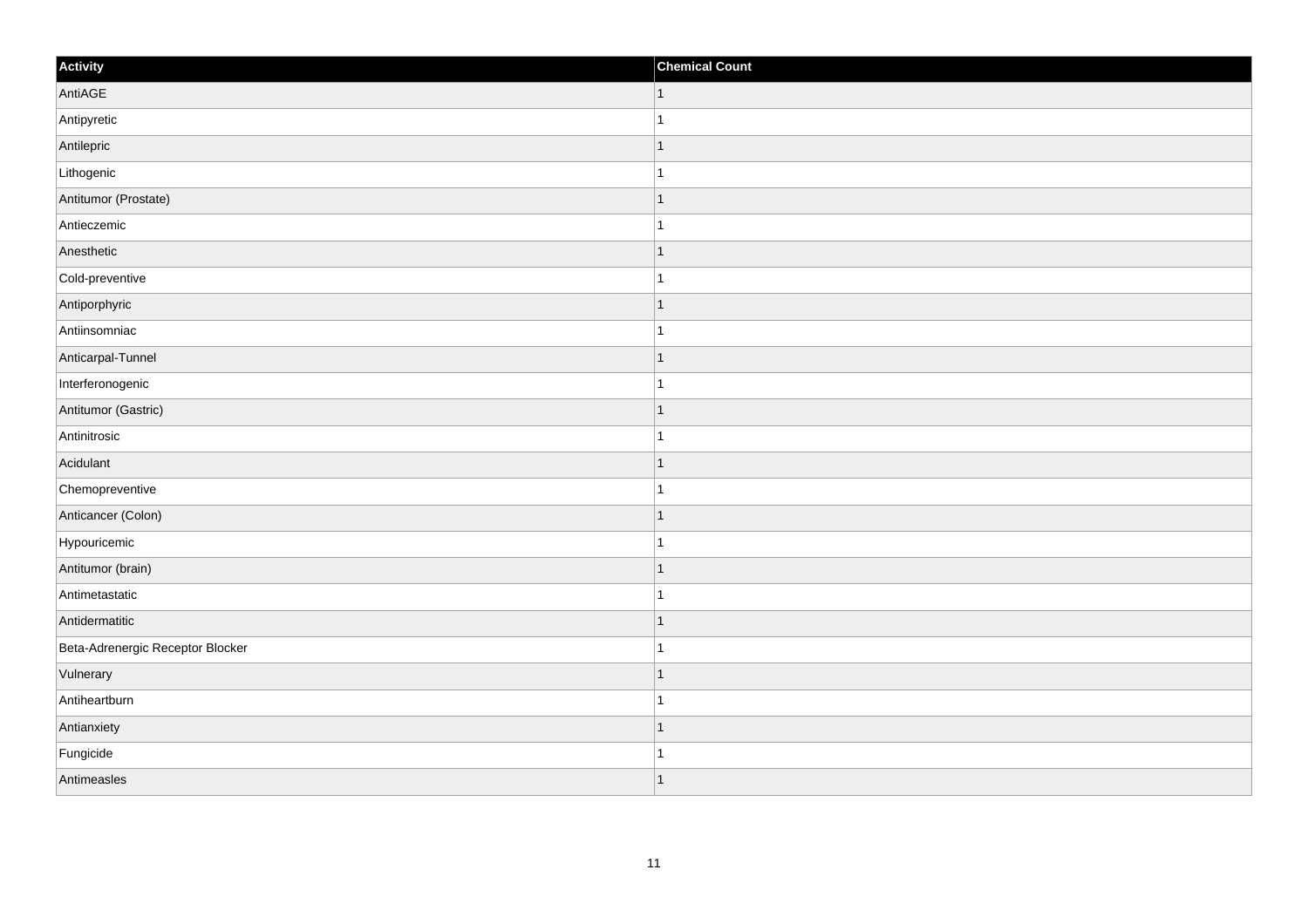| Activity | Chemical Count |
| --- | --- |
| AntiAGE | 1 |
| Antipyretic | 1 |
| Antilepric | 1 |
| Lithogenic | 1 |
| Antitumor (Prostate) | 1 |
| Antieczemic | 1 |
| Anesthetic | 1 |
| Cold-preventive | 1 |
| Antiporphyric | 1 |
| Antiinsomniac | 1 |
| Anticarpal-Tunnel | 1 |
| Interferonogenic | 1 |
| Antitumor (Gastric) | 1 |
| Antinitrosic | 1 |
| Acidulant | 1 |
| Chemopreventive | 1 |
| Anticancer (Colon) | 1 |
| Hypouricemic | 1 |
| Antitumor (brain) | 1 |
| Antimetastatic | 1 |
| Antidermatitic | 1 |
| Beta-Adrenergic Receptor Blocker | 1 |
| Vulnerary | 1 |
| Antiheartburn | 1 |
| Antianxiety | 1 |
| Fungicide | 1 |
| Antimeasles | 1 |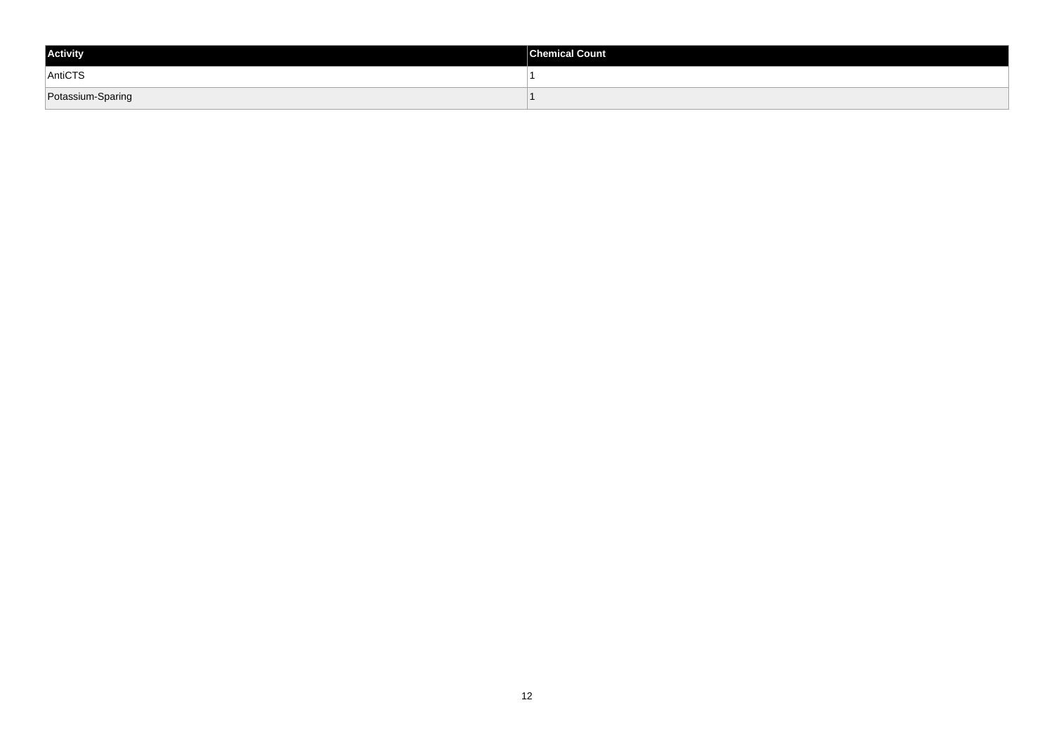| Activity | Chemical Count |
|---|---|
| AntiCTS | 1 |
| Potassium-Sparing | 1 |